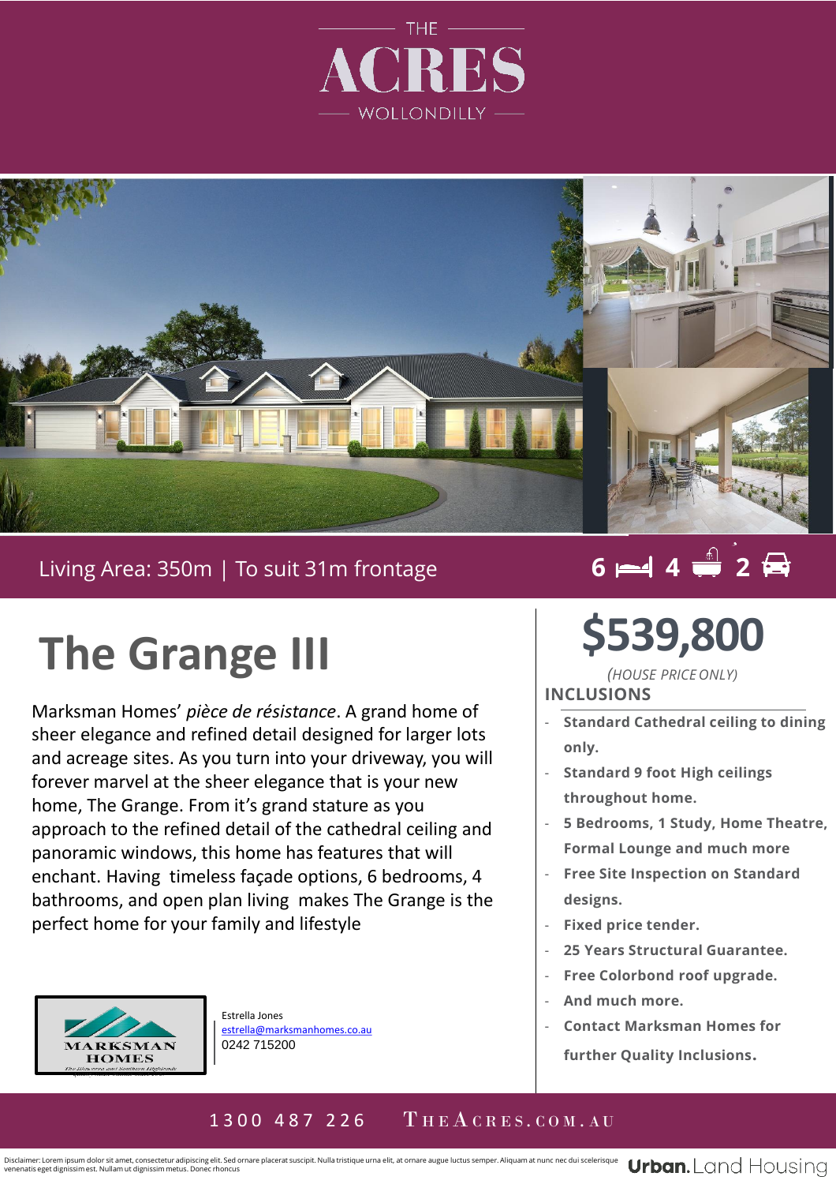THE

# ACRES

WOLLONDILLY

Living Area: 350m | To suit 31m frontage

6 bed | 4 bath | 2 car

# The Grange III

Marksman Homes' *pièce de résistance*. A grand home of sheer elegance and refined detail designed for larger lots and acreage sites. As you turn into your driveway, you will forever marvel at the sheer elegance that is your new home, The Grange. From it's grand stature as you approach to the refined detail of the cathedral ceiling and panoramic windows, this home has features that will enchant. Having timeless façade options, 6 bedrooms, 4 bathrooms, and open plan living makes The Grange is the perfect home for your family and lifestyle

MARKSMAN HOMES

Estrella Jones
estrella@marksmanhomes.co.au
0242 715200

## $539,800

*(HOUSE PRICE ONLY)*

### INCLUSIONS

- **Standard Cathedral ceiling to dining only.**
- **Standard 9 foot High ceilings throughout home.**
- **5 Bedrooms, 1 Study, Home Theatre, Formal Lounge and much more**
- **Free Site Inspection on Standard designs.**
- **Fixed price tender.**
- **25 Years Structural Guarantee.**
- **Free Colorbond roof upgrade.**
- **And much more.**
- **Contact Marksman Homes for further Quality Inclusions.**

1300 487 226 TheAcres.com.au

Disclaimer: Lorem ipsum dolor sit amet, consectetur adipiscing elit. Sed ornare placerat suscipit. Nulla tristique urna elit, at ornare augue luctus semper. Aliquam at nunc nec dui scelerisque venenatis eget dignissim est. Nullam ut dignissim metus. Donec rhoncus

Urban. Land Housing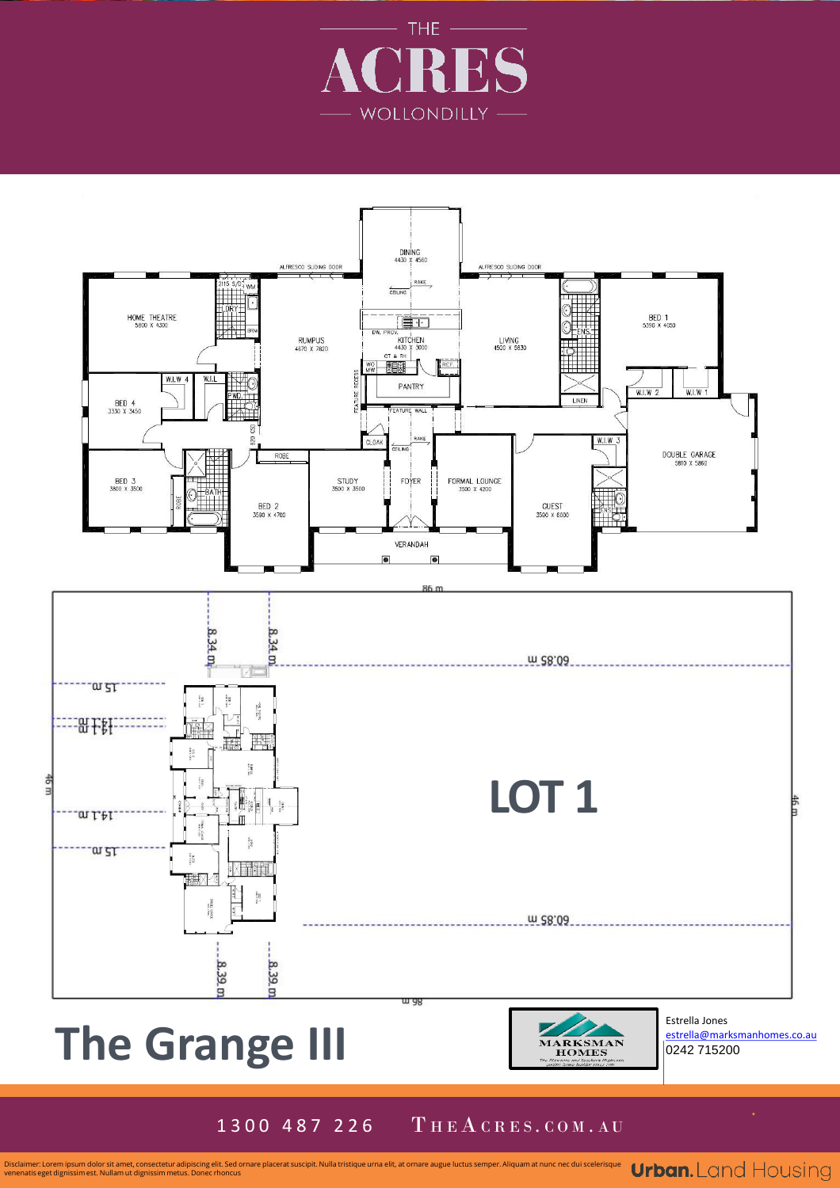THE

# ACRES

WOLLONDILLY

DINING
4430 X 4560

ALFRESCO SLIDING DOOR

ALFRESCO SLIDING DOOR

HOME THEATRE
5800 X 4300

RUMPUS
4670 X 7820

KITCHEN
4430 X 3000

LIVING
4500 X 5830

BED 1
5390 X 4050

PANTRY

ENS.

LINEN

W.I.W 2

W.I.W 1

BED 4
3330 X 3450

W.I.W 4

W.I.L

PWD.

CLOAK

FOYER

W.I.W 3

DOUBLE GARAGE
5810 X 5860

BED 3
3800 X 3500

BATH

ROBE

BED 2
3590 X 4700

STUDY
3500 X 3500

FORMAL LOUNGE
3500 X 4200

GUEST
3500 X 6000

VERANDAH

86 m

8.34 m

8.34 m

60.85 m

15 m

14.1 m

46 m

14.1 m

15 m

## LOT 1

46 m

60.85 m

8.39 m

8.39 m

86 m

# The Grange III

MARKSMAN HOMES

Estrella Jones
estrella@marksmanhomes.com.au
0242 715200

1300 487 226 THEACRES.COM.AU

Disclaimer: Lorem ipsum dolor sit amet, consectetur adipiscing elit. Sed ornare placerat suscipit. Nulla tristique urna elit, at ornare augue luctus semper. Aliquam at nunc nec dui scelerisque venenatis eget dignissim est. Nullam ut dignissim metus. Donec rhoncus

Urban. Land Housing